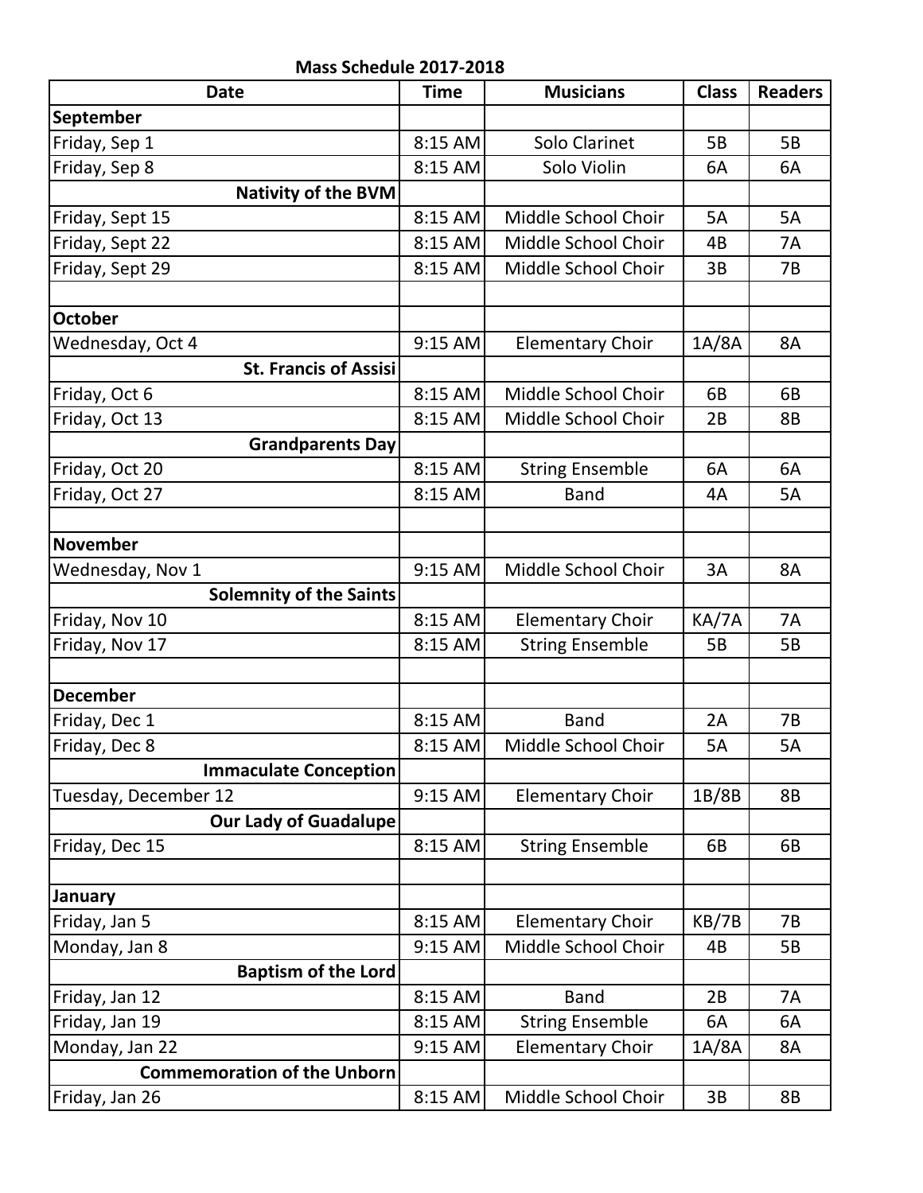**Mass Schedule 2017-2018**

| Date | Time | Musicians | Class | Readers |
|---|---|---|---|---|
| **September** | | | | |
| Friday, Sep 1 | 8:15 AM | Solo Clarinet | 5B | 5B |
| Friday, Sep 8 | 8:15 AM | Solo Violin | 6A | 6A |
| **Nativity of the BVM** | | | | |
| Friday, Sept 15 | 8:15 AM | Middle School Choir | 5A | 5A |
| Friday, Sept 22 | 8:15 AM | Middle School Choir | 4B | 7A |
| Friday, Sept 29 | 8:15 AM | Middle School Choir | 3B | 7B |
| | | | | |
| **October** | | | | |
| Wednesday, Oct 4 | 9:15 AM | Elementary Choir | 1A/8A | 8A |
| **St. Francis of Assisi** | | | | |
| Friday, Oct 6 | 8:15 AM | Middle School Choir | 6B | 6B |
| Friday, Oct 13 | 8:15 AM | Middle School Choir | 2B | 8B |
| **Grandparents Day** | | | | |
| Friday, Oct 20 | 8:15 AM | String Ensemble | 6A | 6A |
| Friday, Oct 27 | 8:15 AM | Band | 4A | 5A |
| | | | | |
| **November** | | | | |
| Wednesday, Nov 1 | 9:15 AM | Middle School Choir | 3A | 8A |
| **Solemnity of the Saints** | | | | |
| Friday, Nov 10 | 8:15 AM | Elementary Choir | KA/7A | 7A |
| Friday, Nov 17 | 8:15 AM | String Ensemble | 5B | 5B |
| | | | | |
| **December** | | | | |
| Friday, Dec 1 | 8:15 AM | Band | 2A | 7B |
| Friday, Dec 8 | 8:15 AM | Middle School Choir | 5A | 5A |
| **Immaculate Conception** | | | | |
| Tuesday, December 12 | 9:15 AM | Elementary Choir | 1B/8B | 8B |
| **Our Lady of Guadalupe** | | | | |
| Friday, Dec 15 | 8:15 AM | String Ensemble | 6B | 6B |
| | | | | |
| **January** | | | | |
| Friday, Jan 5 | 8:15 AM | Elementary Choir | KB/7B | 7B |
| Monday, Jan 8 | 9:15 AM | Middle School Choir | 4B | 5B |
| **Baptism of the Lord** | | | | |
| Friday, Jan 12 | 8:15 AM | Band | 2B | 7A |
| Friday, Jan 19 | 8:15 AM | String Ensemble | 6A | 6A |
| Monday, Jan 22 | 9:15 AM | Elementary Choir | 1A/8A | 8A |
| **Commemoration of the Unborn** | | | | |
| Friday, Jan 26 | 8:15 AM | Middle School Choir | 3B | 8B |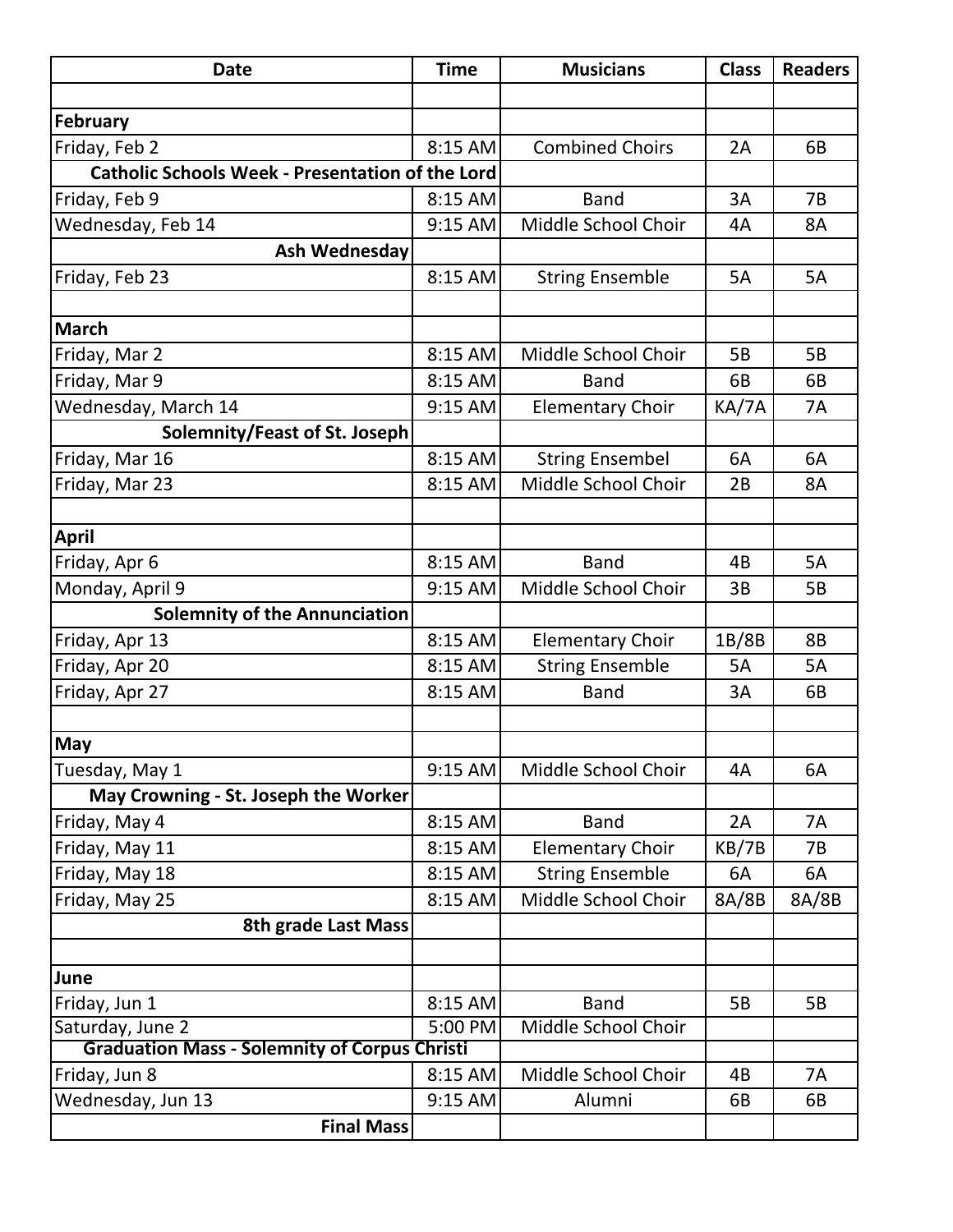| Date | Time | Musicians | Class | Readers |
| --- | --- | --- | --- | --- |
| | | | | |
| **February** | | | | |
| Friday, Feb 2 | 8:15 AM | Combined Choirs | 2A | 6B |
| **Catholic Schools Week - Presentation of the Lord** | | | | |
| Friday, Feb 9 | 8:15 AM | Band | 3A | 7B |
| Wednesday, Feb 14 | 9:15 AM | Middle School Choir | 4A | 8A |
| **Ash Wednesday** | | | | |
| Friday, Feb 23 | 8:15 AM | String Ensemble | 5A | 5A |
| | | | | |
| **March** | | | | |
| Friday, Mar 2 | 8:15 AM | Middle School Choir | 5B | 5B |
| Friday, Mar 9 | 8:15 AM | Band | 6B | 6B |
| Wednesday, March 14 | 9:15 AM | Elementary Choir | KA/7A | 7A |
| **Solemnity/Feast of St. Joseph** | | | | |
| Friday, Mar 16 | 8:15 AM | String Ensembel | 6A | 6A |
| Friday, Mar 23 | 8:15 AM | Middle School Choir | 2B | 8A |
| | | | | |
| **April** | | | | |
| Friday, Apr 6 | 8:15 AM | Band | 4B | 5A |
| Monday, April 9 | 9:15 AM | Middle School Choir | 3B | 5B |
| **Solemnity of the Annunciation** | | | | |
| Friday, Apr 13 | 8:15 AM | Elementary Choir | 1B/8B | 8B |
| Friday, Apr 20 | 8:15 AM | String Ensemble | 5A | 5A |
| Friday, Apr 27 | 8:15 AM | Band | 3A | 6B |
| | | | | |
| **May** | | | | |
| Tuesday, May 1 | 9:15 AM | Middle School Choir | 4A | 6A |
| **May Crowning - St. Joseph the Worker** | | | | |
| Friday, May 4 | 8:15 AM | Band | 2A | 7A |
| Friday, May 11 | 8:15 AM | Elementary Choir | KB/7B | 7B |
| Friday, May 18 | 8:15 AM | String Ensemble | 6A | 6A |
| Friday, May 25 | 8:15 AM | Middle School Choir | 8A/8B | 8A/8B |
| **8th grade Last Mass** | | | | |
| | | | | |
| **June** | | | | |
| Friday, Jun 1 | 8:15 AM | Band | 5B | 5B |
| Saturday, June 2 | 5:00 PM | Middle School Choir | | |
| **Graduation Mass - Solemnity of Corpus Christi** | | | | |
| Friday, Jun 8 | 8:15 AM | Middle School Choir | 4B | 7A |
| Wednesday, Jun 13 | 9:15 AM | Alumni | 6B | 6B |
| **Final Mass** | | | | |